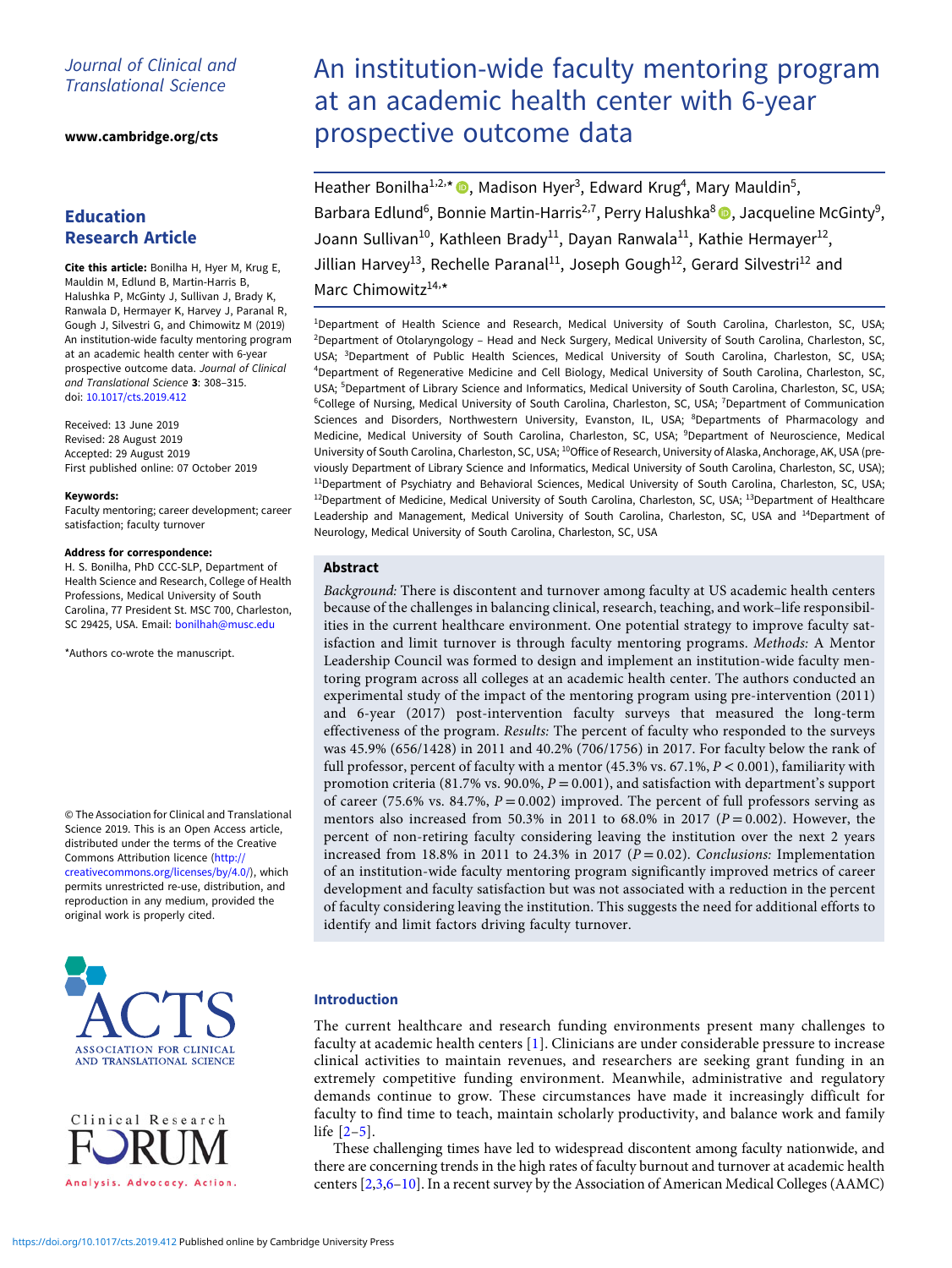Journal of Clinical and Translational Science

www.cambridge.org/cts

## Education Research Article

**Cite this article:** Bonilha H, Hyer M, Krug E, Mauldin M, Edlund B, Martin-Harris B, Halushka P, McGinty J, Sullivan J, Brady K, Ranwala D, Hermayer K, Harvey J, Paranal R, Gough J, Silvestri G, and Chimowitz M (2019) An institution-wide faculty mentoring program at an academic health center with 6-year prospective outcome data. *Journal of Clinical and Translational Science* **3**: 308–315. doi: 10.1017/cts.2019.412

Received: 13 June 2019
Revised: 28 August 2019
Accepted: 29 August 2019
First published online: 07 October 2019

**Keywords:**
Faculty mentoring; career development; career satisfaction; faculty turnover

**Address for correspondence:**
H. S. Bonilha, PhD CCC-SLP, Department of Health Science and Research, College of Health Professions, Medical University of South Carolina, 77 President St. MSC 700, Charleston, SC 29425, USA. Email: bonilhah@musc.edu

*Authors co-wrote the manuscript.

© The Association for Clinical and Translational Science 2019. This is an Open Access article, distributed under the terms of the Creative Commons Attribution licence (http://creativecommons.org/licenses/by/4.0/), which permits unrestricted re-use, distribution, and reproduction in any medium, provided the original work is properly cited.

# An institution-wide faculty mentoring program at an academic health center with 6-year prospective outcome data

Heather Bonilha[1,2,*], Madison Hyer[3], Edward Krug[4], Mary Mauldin[5], Barbara Edlund[6], Bonnie Martin-Harris[2,7], Perry Halushka[8], Jacqueline McGinty[9], Joann Sullivan[10], Kathleen Brady[11], Dayan Ranwala[11], Kathie Hermayer[12], Jillian Harvey[13], Rechelle Paranal[11], Joseph Gough[12], Gerard Silvestri[12] and Marc Chimowitz[14,*]

[1]Department of Health Science and Research, Medical University of South Carolina, Charleston, SC, USA; [2]Department of Otolaryngology – Head and Neck Surgery, Medical University of South Carolina, Charleston, SC, USA; [3]Department of Public Health Sciences, Medical University of South Carolina, Charleston, SC, USA; [4]Department of Regenerative Medicine and Cell Biology, Medical University of South Carolina, Charleston, SC, USA; [5]Department of Library Science and Informatics, Medical University of South Carolina, Charleston, SC, USA; [6]College of Nursing, Medical University of South Carolina, Charleston, SC, USA; [7]Department of Communication Sciences and Disorders, Northwestern University, Evanston, IL, USA; [8]Departments of Pharmacology and Medicine, Medical University of South Carolina, Charleston, SC, USA; [9]Department of Neuroscience, Medical University of South Carolina, Charleston, SC, USA; [10]Office of Research, University of Alaska, Anchorage, AK, USA (previously Department of Library Science and Informatics, Medical University of South Carolina, Charleston, SC, USA); [11]Department of Psychiatry and Behavioral Sciences, Medical University of South Carolina, Charleston, SC, USA; [12]Department of Medicine, Medical University of South Carolina, Charleston, SC, USA; [13]Department of Healthcare Leadership and Management, Medical University of South Carolina, Charleston, SC, USA and [14]Department of Neurology, Medical University of South Carolina, Charleston, SC, USA

## Abstract

*Background:* There is discontent and turnover among faculty at US academic health centers because of the challenges in balancing clinical, research, teaching, and work–life responsibilities in the current healthcare environment. One potential strategy to improve faculty satisfaction and limit turnover is through faculty mentoring programs. *Methods:* A Mentor Leadership Council was formed to design and implement an institution-wide faculty mentoring program across all colleges at an academic health center. The authors conducted an experimental study of the impact of the mentoring program using pre-intervention (2011) and 6-year (2017) post-intervention faculty surveys that measured the long-term effectiveness of the program. *Results:* The percent of faculty who responded to the surveys was 45.9% (656/1428) in 2011 and 40.2% (706/1756) in 2017. For faculty below the rank of full professor, percent of faculty with a mentor (45.3% vs. 67.1%, $P < 0.001$), familiarity with promotion criteria (81.7% vs. 90.0%, $P = 0.001$), and satisfaction with department's support of career (75.6% vs. 84.7%, $P = 0.002$) improved. The percent of full professors serving as mentors also increased from 50.3% in 2011 to 68.0% in 2017 ($P = 0.002$). However, the percent of non-retiring faculty considering leaving the institution over the next 2 years increased from 18.8% in 2011 to 24.3% in 2017 ($P = 0.02$). *Conclusions:* Implementation of an institution-wide faculty mentoring program significantly improved metrics of career development and faculty satisfaction but was not associated with a reduction in the percent of faculty considering leaving the institution. This suggests the need for additional efforts to identify and limit factors driving faculty turnover.

## Introduction

The current healthcare and research funding environments present many challenges to faculty at academic health centers [1]. Clinicians are under considerable pressure to increase clinical activities to maintain revenues, and researchers are seeking grant funding in an extremely competitive funding environment. Meanwhile, administrative and regulatory demands continue to grow. These circumstances have made it increasingly difficult for faculty to find time to teach, maintain scholarly productivity, and balance work and family life [2–5].

These challenging times have led to widespread discontent among faculty nationwide, and there are concerning trends in the high rates of faculty burnout and turnover at academic health centers [2,3,6–10]. In a recent survey by the Association of American Medical Colleges (AAMC)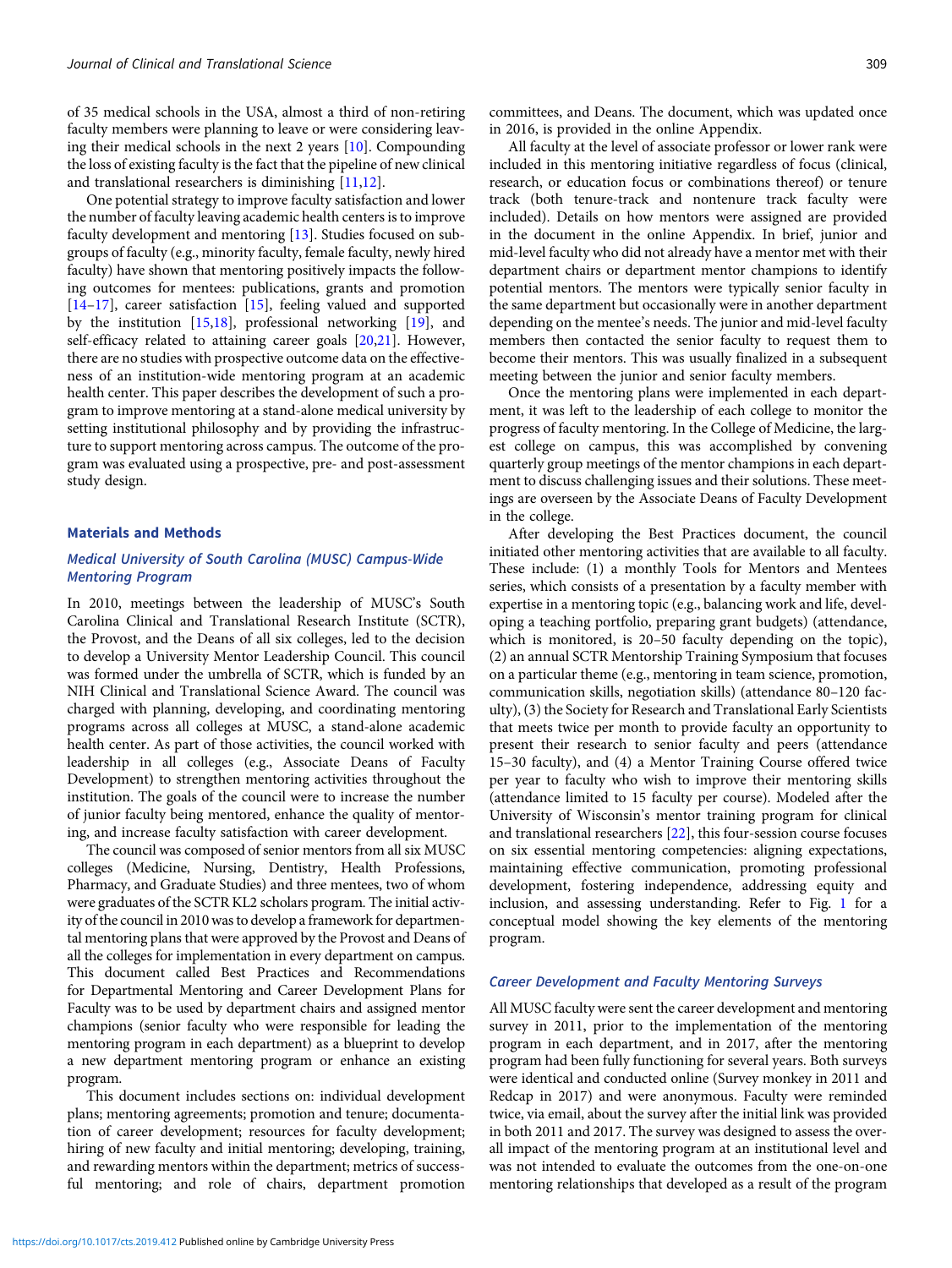of 35 medical schools in the USA, almost a third of non-retiring faculty members were planning to leave or were considering leaving their medical schools in the next 2 years [10]. Compounding the loss of existing faculty is the fact that the pipeline of new clinical and translational researchers is diminishing [11,12].

One potential strategy to improve faculty satisfaction and lower the number of faculty leaving academic health centers is to improve faculty development and mentoring [13]. Studies focused on subgroups of faculty (e.g., minority faculty, female faculty, newly hired faculty) have shown that mentoring positively impacts the following outcomes for mentees: publications, grants and promotion [14–17], career satisfaction [15], feeling valued and supported by the institution [15,18], professional networking [19], and self-efficacy related to attaining career goals [20,21]. However, there are no studies with prospective outcome data on the effectiveness of an institution-wide mentoring program at an academic health center. This paper describes the development of such a program to improve mentoring at a stand-alone medical university by setting institutional philosophy and by providing the infrastructure to support mentoring across campus. The outcome of the program was evaluated using a prospective, pre- and post-assessment study design.

## Materials and Methods

### *Medical University of South Carolina (MUSC) Campus-Wide Mentoring Program*

In 2010, meetings between the leadership of MUSC's South Carolina Clinical and Translational Research Institute (SCTR), the Provost, and the Deans of all six colleges, led to the decision to develop a University Mentor Leadership Council. This council was formed under the umbrella of SCTR, which is funded by an NIH Clinical and Translational Science Award. The council was charged with planning, developing, and coordinating mentoring programs across all colleges at MUSC, a stand-alone academic health center. As part of those activities, the council worked with leadership in all colleges (e.g., Associate Deans of Faculty Development) to strengthen mentoring activities throughout the institution. The goals of the council were to increase the number of junior faculty being mentored, enhance the quality of mentoring, and increase faculty satisfaction with career development.

The council was composed of senior mentors from all six MUSC colleges (Medicine, Nursing, Dentistry, Health Professions, Pharmacy, and Graduate Studies) and three mentees, two of whom were graduates of the SCTR KL2 scholars program. The initial activity of the council in 2010 was to develop a framework for departmental mentoring plans that were approved by the Provost and Deans of all the colleges for implementation in every department on campus. This document called Best Practices and Recommendations for Departmental Mentoring and Career Development Plans for Faculty was to be used by department chairs and assigned mentor champions (senior faculty who were responsible for leading the mentoring program in each department) as a blueprint to develop a new department mentoring program or enhance an existing program.

This document includes sections on: individual development plans; mentoring agreements; promotion and tenure; documentation of career development; resources for faculty development; hiring of new faculty and initial mentoring; developing, training, and rewarding mentors within the department; metrics of successful mentoring; and role of chairs, department promotion committees, and Deans. The document, which was updated once in 2016, is provided in the online Appendix.

All faculty at the level of associate professor or lower rank were included in this mentoring initiative regardless of focus (clinical, research, or education focus or combinations thereof) or tenure track (both tenure-track and nontenure track faculty were included). Details on how mentors were assigned are provided in the document in the online Appendix. In brief, junior and mid-level faculty who did not already have a mentor met with their department chairs or department mentor champions to identify potential mentors. The mentors were typically senior faculty in the same department but occasionally were in another department depending on the mentee's needs. The junior and mid-level faculty members then contacted the senior faculty to request them to become their mentors. This was usually finalized in a subsequent meeting between the junior and senior faculty members.

Once the mentoring plans were implemented in each department, it was left to the leadership of each college to monitor the progress of faculty mentoring. In the College of Medicine, the largest college on campus, this was accomplished by convening quarterly group meetings of the mentor champions in each department to discuss challenging issues and their solutions. These meetings are overseen by the Associate Deans of Faculty Development in the college.

After developing the Best Practices document, the council initiated other mentoring activities that are available to all faculty. These include: (1) a monthly Tools for Mentors and Mentees series, which consists of a presentation by a faculty member with expertise in a mentoring topic (e.g., balancing work and life, developing a teaching portfolio, preparing grant budgets) (attendance, which is monitored, is 20–50 faculty depending on the topic), (2) an annual SCTR Mentorship Training Symposium that focuses on a particular theme (e.g., mentoring in team science, promotion, communication skills, negotiation skills) (attendance 80–120 faculty), (3) the Society for Research and Translational Early Scientists that meets twice per month to provide faculty an opportunity to present their research to senior faculty and peers (attendance 15–30 faculty), and (4) a Mentor Training Course offered twice per year to faculty who wish to improve their mentoring skills (attendance limited to 15 faculty per course). Modeled after the University of Wisconsin's mentor training program for clinical and translational researchers [22], this four-session course focuses on six essential mentoring competencies: aligning expectations, maintaining effective communication, promoting professional development, fostering independence, addressing equity and inclusion, and assessing understanding. Refer to Fig. 1 for a conceptual model showing the key elements of the mentoring program.

### *Career Development and Faculty Mentoring Surveys*

All MUSC faculty were sent the career development and mentoring survey in 2011, prior to the implementation of the mentoring program in each department, and in 2017, after the mentoring program had been fully functioning for several years. Both surveys were identical and conducted online (Survey monkey in 2011 and Redcap in 2017) and were anonymous. Faculty were reminded twice, via email, about the survey after the initial link was provided in both 2011 and 2017. The survey was designed to assess the overall impact of the mentoring program at an institutional level and was not intended to evaluate the outcomes from the one-on-one mentoring relationships that developed as a result of the program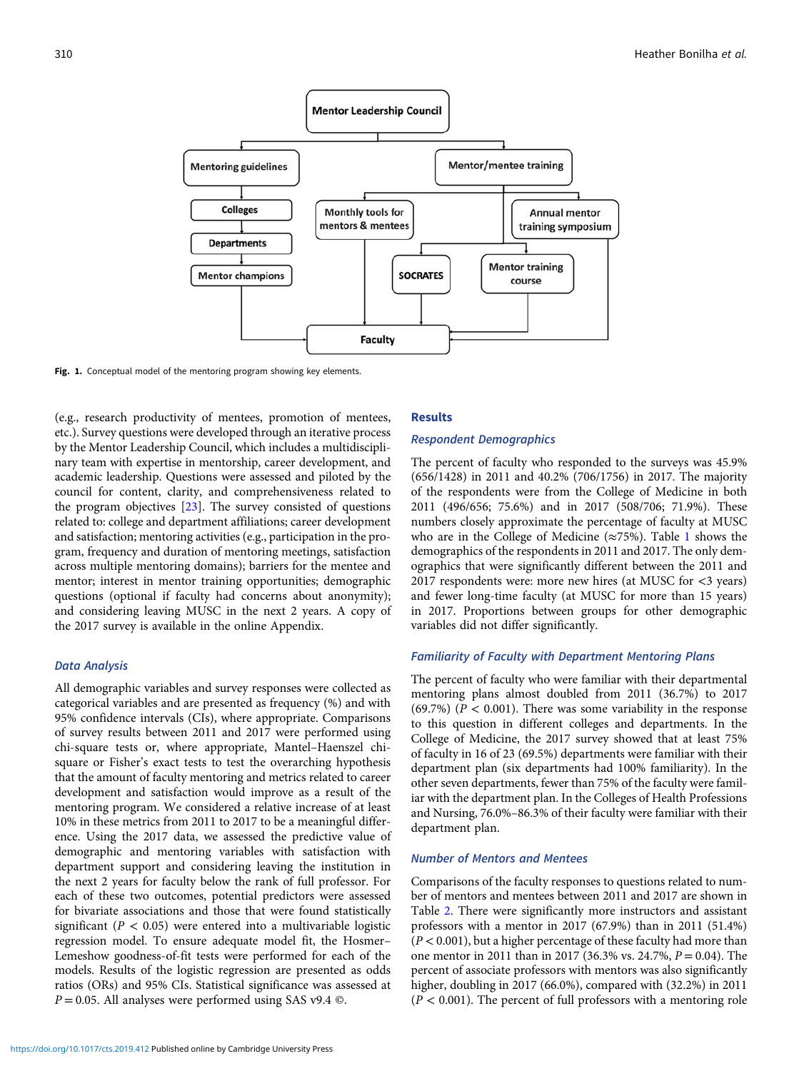Fig. 1. Conceptual model of the mentoring program showing key elements.

(e.g., research productivity of mentees, promotion of mentees, etc.). Survey questions were developed through an iterative process by the Mentor Leadership Council, which includes a multidisciplinary team with expertise in mentorship, career development, and academic leadership. Questions were assessed and piloted by the council for content, clarity, and comprehensiveness related to the program objectives [23]. The survey consisted of questions related to: college and department affiliations; career development and satisfaction; mentoring activities (e.g., participation in the program, frequency and duration of mentoring meetings, satisfaction across multiple mentoring domains); barriers for the mentee and mentor; interest in mentor training opportunities; demographic questions (optional if faculty had concerns about anonymity); and considering leaving MUSC in the next 2 years. A copy of the 2017 survey is available in the online Appendix.

### Data Analysis

All demographic variables and survey responses were collected as categorical variables and are presented as frequency (%) and with 95% confidence intervals (CIs), where appropriate. Comparisons of survey results between 2011 and 2017 were performed using chi-square tests or, where appropriate, Mantel–Haenszel chi-square or Fisher's exact tests to test the overarching hypothesis that the amount of faculty mentoring and metrics related to career development and satisfaction would improve as a result of the mentoring program. We considered a relative increase of at least 10% in these metrics from 2011 to 2017 to be a meaningful difference. Using the 2017 data, we assessed the predictive value of demographic and mentoring variables with satisfaction with department support and considering leaving the institution in the next 2 years for faculty below the rank of full professor. For each of these two outcomes, potential predictors were assessed for bivariate associations and those that were found statistically significant ($P$ < 0.05) were entered into a multivariable logistic regression model. To ensure adequate model fit, the Hosmer–Lemeshow goodness-of-fit tests were performed for each of the models. Results of the logistic regression are presented as odds ratios (ORs) and 95% CIs. Statistical significance was assessed at $P$ = 0.05. All analyses were performed using SAS v9.4 ©.

## Results

### Respondent Demographics

The percent of faculty who responded to the surveys was 45.9% (656/1428) in 2011 and 40.2% (706/1756) in 2017. The majority of the respondents were from the College of Medicine in both 2011 (496/656; 75.6%) and in 2017 (508/706; 71.9%). These numbers closely approximate the percentage of faculty at MUSC who are in the College of Medicine (≈75%). Table 1 shows the demographics of the respondents in 2011 and 2017. The only demographics that were significantly different between the 2011 and 2017 respondents were: more new hires (at MUSC for <3 years) and fewer long-time faculty (at MUSC for more than 15 years) in 2017. Proportions between groups for other demographic variables did not differ significantly.

### Familiarity of Faculty with Department Mentoring Plans

The percent of faculty who were familiar with their departmental mentoring plans almost doubled from 2011 (36.7%) to 2017 (69.7%) ($P$ < 0.001). There was some variability in the response to this question in different colleges and departments. In the College of Medicine, the 2017 survey showed that at least 75% of faculty in 16 of 23 (69.5%) departments were familiar with their department plan (six departments had 100% familiarity). In the other seven departments, fewer than 75% of the faculty were familiar with the department plan. In the Colleges of Health Professions and Nursing, 76.0%–86.3% of their faculty were familiar with their department plan.

### Number of Mentors and Mentees

Comparisons of the faculty responses to questions related to number of mentors and mentees between 2011 and 2017 are shown in Table 2. There were significantly more instructors and assistant professors with a mentor in 2017 (67.9%) than in 2011 (51.4%) ($P$ < 0.001), but a higher percentage of these faculty had more than one mentor in 2011 than in 2017 (36.3% vs. 24.7%, $P$ = 0.04). The percent of associate professors with mentors was also significantly higher, doubling in 2017 (66.0%), compared with (32.2%) in 2011 ($P$ < 0.001). The percent of full professors with a mentoring role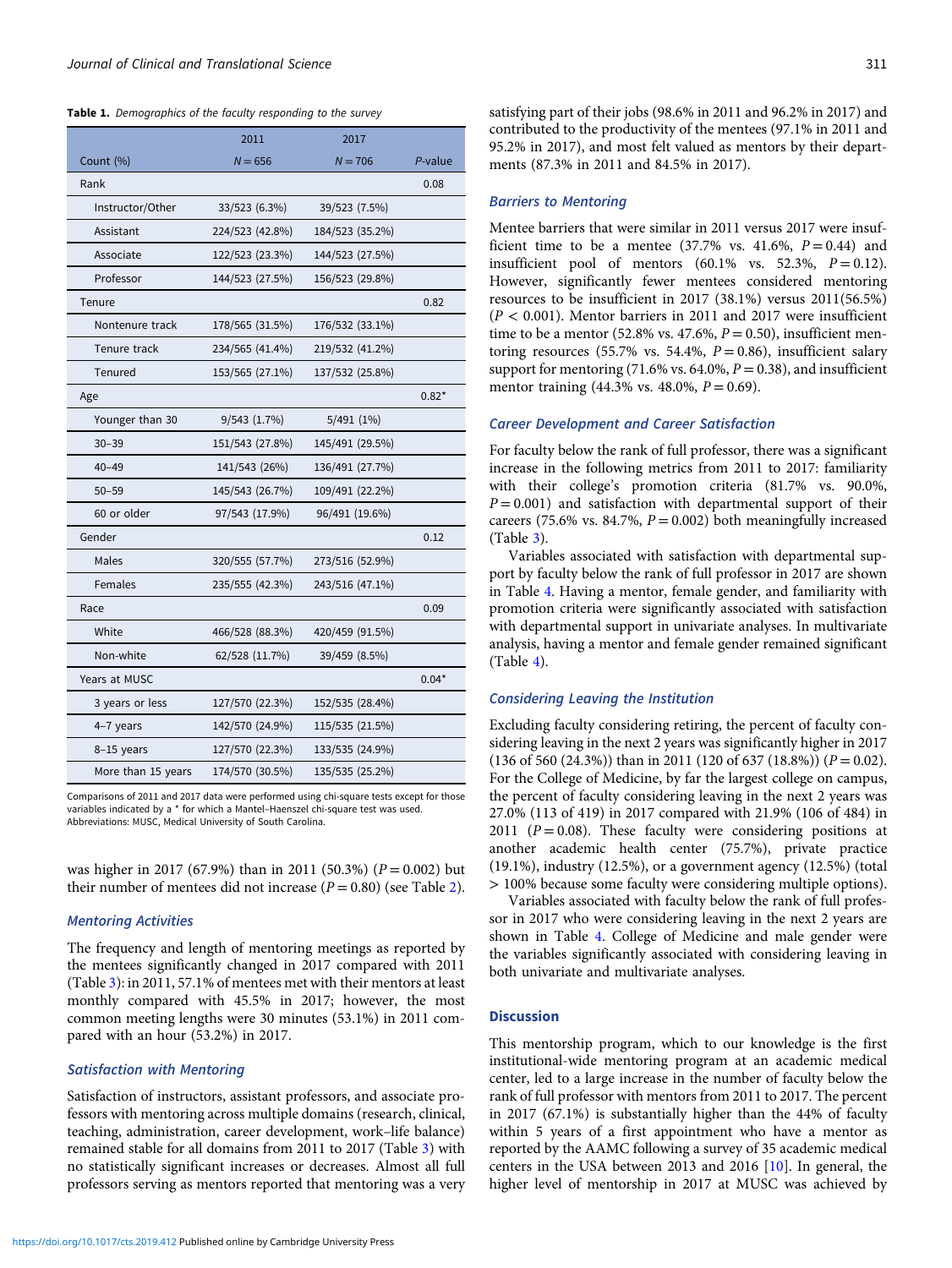**Table 1.** *Demographics of the faculty responding to the survey*

| Count (%) | 2011 $N = 656$ | 2017 $N = 706$ | *P*-value |
|---|---|---|---|
| Rank | | | 0.08 |
| Instructor/Other | 33/523 (6.3%) | 39/523 (7.5%) | |
| Assistant | 224/523 (42.8%) | 184/523 (35.2%) | |
| Associate | 122/523 (23.3%) | 144/523 (27.5%) | |
| Professor | 144/523 (27.5%) | 156/523 (29.8%) | |
| Tenure | | | 0.82 |
| Nontenure track | 178/565 (31.5%) | 176/532 (33.1%) | |
| Tenure track | 234/565 (41.4%) | 219/532 (41.2%) | |
| Tenured | 153/565 (27.1%) | 137/532 (25.8%) | |
| Age | | | 0.82* |
| Younger than 30 | 9/543 (1.7%) | 5/491 (1%) | |
| 30–39 | 151/543 (27.8%) | 145/491 (29.5%) | |
| 40–49 | 141/543 (26%) | 136/491 (27.7%) | |
| 50–59 | 145/543 (26.7%) | 109/491 (22.2%) | |
| 60 or older | 97/543 (17.9%) | 96/491 (19.6%) | |
| Gender | | | 0.12 |
| Males | 320/555 (57.7%) | 273/516 (52.9%) | |
| Females | 235/555 (42.3%) | 243/516 (47.1%) | |
| Race | | | 0.09 |
| White | 466/528 (88.3%) | 420/459 (91.5%) | |
| Non-white | 62/528 (11.7%) | 39/459 (8.5%) | |
| Years at MUSC | | | 0.04* |
| 3 years or less | 127/570 (22.3%) | 152/535 (28.4%) | |
| 4–7 years | 142/570 (24.9%) | 115/535 (21.5%) | |
| 8–15 years | 127/570 (22.3%) | 133/535 (24.9%) | |
| More than 15 years | 174/570 (30.5%) | 135/535 (25.2%) | |

Comparisons of 2011 and 2017 data were performed using chi-square tests except for those variables indicated by a * for which a Mantel–Haenszel chi-square test was used. Abbreviations: MUSC, Medical University of South Carolina.

was higher in 2017 (67.9%) than in 2011 (50.3%) ($P = 0.002$) but their number of mentees did not increase ($P = 0.80$) (see Table 2).

### Mentoring Activities

The frequency and length of mentoring meetings as reported by the mentees significantly changed in 2017 compared with 2011 (Table 3): in 2011, 57.1% of mentees met with their mentors at least monthly compared with 45.5% in 2017; however, the most common meeting lengths were 30 minutes (53.1%) in 2011 compared with an hour (53.2%) in 2017.

### Satisfaction with Mentoring

Satisfaction of instructors, assistant professors, and associate professors with mentoring across multiple domains (research, clinical, teaching, administration, career development, work–life balance) remained stable for all domains from 2011 to 2017 (Table 3) with no statistically significant increases or decreases. Almost all full professors serving as mentors reported that mentoring was a very satisfying part of their jobs (98.6% in 2011 and 96.2% in 2017) and contributed to the productivity of the mentees (97.1% in 2011 and 95.2% in 2017), and most felt valued as mentors by their departments (87.3% in 2011 and 84.5% in 2017).

### Barriers to Mentoring

Mentee barriers that were similar in 2011 versus 2017 were insufficient time to be a mentee (37.7% vs. 41.6%, $P = 0.44$) and insufficient pool of mentors (60.1% vs. 52.3%, $P = 0.12$). However, significantly fewer mentees considered mentoring resources to be insufficient in 2017 (38.1%) versus 2011(56.5%) ($P < 0.001$). Mentor barriers in 2011 and 2017 were insufficient time to be a mentor (52.8% vs. 47.6%, $P = 0.50$), insufficient mentoring resources (55.7% vs. 54.4%, $P = 0.86$), insufficient salary support for mentoring (71.6% vs. 64.0%, $P = 0.38$), and insufficient mentor training (44.3% vs. 48.0%, $P = 0.69$).

### Career Development and Career Satisfaction

For faculty below the rank of full professor, there was a significant increase in the following metrics from 2011 to 2017: familiarity with their college's promotion criteria (81.7% vs. 90.0%, $P = 0.001$) and satisfaction with departmental support of their careers (75.6% vs. 84.7%, $P = 0.002$) both meaningfully increased (Table 3).

Variables associated with satisfaction with departmental support by faculty below the rank of full professor in 2017 are shown in Table 4. Having a mentor, female gender, and familiarity with promotion criteria were significantly associated with satisfaction with departmental support in univariate analyses. In multivariate analysis, having a mentor and female gender remained significant (Table 4).

### Considering Leaving the Institution

Excluding faculty considering retiring, the percent of faculty considering leaving in the next 2 years was significantly higher in 2017 (136 of 560 (24.3%)) than in 2011 (120 of 637 (18.8%)) ($P = 0.02$). For the College of Medicine, by far the largest college on campus, the percent of faculty considering leaving in the next 2 years was 27.0% (113 of 419) in 2017 compared with 21.9% (106 of 484) in 2011 ($P = 0.08$). These faculty were considering positions at another academic health center (75.7%), private practice (19.1%), industry (12.5%), or a government agency (12.5%) (total > 100% because some faculty were considering multiple options).

Variables associated with faculty below the rank of full professor in 2017 who were considering leaving in the next 2 years are shown in Table 4. College of Medicine and male gender were the variables significantly associated with considering leaving in both univariate and multivariate analyses.

## Discussion

This mentorship program, which to our knowledge is the first institutional-wide mentoring program at an academic medical center, led to a large increase in the number of faculty below the rank of full professor with mentors from 2011 to 2017. The percent in 2017 (67.1%) is substantially higher than the 44% of faculty within 5 years of a first appointment who have a mentor as reported by the AAMC following a survey of 35 academic medical centers in the USA between 2013 and 2016 [10]. In general, the higher level of mentorship in 2017 at MUSC was achieved by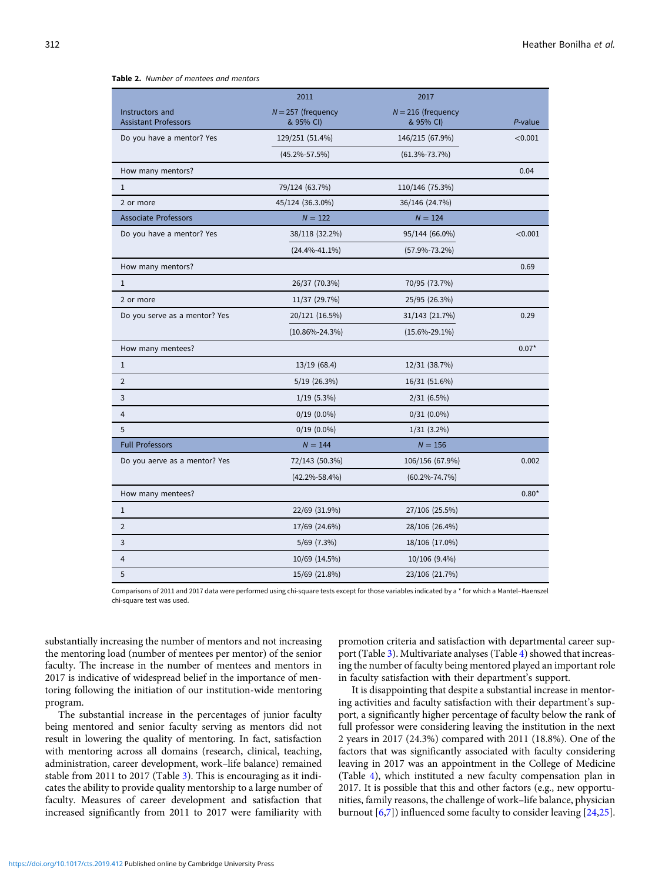**Table 2.** *Number of mentees and mentors*

| Instructors and Assistant Professors | 2011 $N = 257$ (frequency & 95% CI) | 2017 $N = 216$ (frequency & 95% CI) | *P*-value |
|---|---|---|---|
| Do you have a mentor? Yes | 129/251 (51.4%) | 146/215 (67.9%) | <0.001 |
| | (45.2%-57.5%) | (61.3%-73.7%) | |
| How many mentors? | | | 0.04 |
| 1 | 79/124 (63.7%) | 110/146 (75.3%) | |
| 2 or more | 45/124 (36.3.0%) | 36/146 (24.7%) | |
| **Associate Professors** | $N = 122$ | $N = 124$ | |
| Do you have a mentor? Yes | 38/118 (32.2%) | 95/144 (66.0%) | <0.001 |
| | (24.4%-41.1%) | (57.9%-73.2%) | |
| How many mentors? | | | 0.69 |
| 1 | 26/37 (70.3%) | 70/95 (73.7%) | |
| 2 or more | 11/37 (29.7%) | 25/95 (26.3%) | |
| Do you serve as a mentor? Yes | 20/121 (16.5%) | 31/143 (21.7%) | 0.29 |
| | (10.86%-24.3%) | (15.6%-29.1%) | |
| How many mentees? | | | 0.07* |
| 1 | 13/19 (68.4) | 12/31 (38.7%) | |
| 2 | 5/19 (26.3%) | 16/31 (51.6%) | |
| 3 | 1/19 (5.3%) | 2/31 (6.5%) | |
| 4 | 0/19 (0.0%) | 0/31 (0.0%) | |
| 5 | 0/19 (0.0%) | 1/31 (3.2%) | |
| **Full Professors** | $N = 144$ | $N = 156$ | |
| Do you aerve as a mentor? Yes | 72/143 (50.3%) | 106/156 (67.9%) | 0.002 |
| | (42.2%-58.4%) | (60.2%-74.7%) | |
| How many mentees? | | | 0.80* |
| 1 | 22/69 (31.9%) | 27/106 (25.5%) | |
| 2 | 17/69 (24.6%) | 28/106 (26.4%) | |
| 3 | 5/69 (7.3%) | 18/106 (17.0%) | |
| 4 | 10/69 (14.5%) | 10/106 (9.4%) | |
| 5 | 15/69 (21.8%) | 23/106 (21.7%) | |

Comparisons of 2011 and 2017 data were performed using chi-square tests except for those variables indicated by a * for which a Mantel–Haenszel chi-square test was used.

substantially increasing the number of mentors and not increasing the mentoring load (number of mentees per mentor) of the senior faculty. The increase in the number of mentees and mentors in 2017 is indicative of widespread belief in the importance of mentoring following the initiation of our institution-wide mentoring program.

The substantial increase in the percentages of junior faculty being mentored and senior faculty serving as mentors did not result in lowering the quality of mentoring. In fact, satisfaction with mentoring across all domains (research, clinical, teaching, administration, career development, work–life balance) remained stable from 2011 to 2017 (Table 3). This is encouraging as it indicates the ability to provide quality mentorship to a large number of faculty. Measures of career development and satisfaction that increased significantly from 2011 to 2017 were familiarity with promotion criteria and satisfaction with departmental career support (Table 3). Multivariate analyses (Table 4) showed that increasing the number of faculty being mentored played an important role in faculty satisfaction with their department's support.

It is disappointing that despite a substantial increase in mentoring activities and faculty satisfaction with their department's support, a significantly higher percentage of faculty below the rank of full professor were considering leaving the institution in the next 2 years in 2017 (24.3%) compared with 2011 (18.8%). One of the factors that was significantly associated with faculty considering leaving in 2017 was an appointment in the College of Medicine (Table 4), which instituted a new faculty compensation plan in 2017. It is possible that this and other factors (e.g., new opportunities, family reasons, the challenge of work–life balance, physician burnout [6,7]) influenced some faculty to consider leaving [24,25].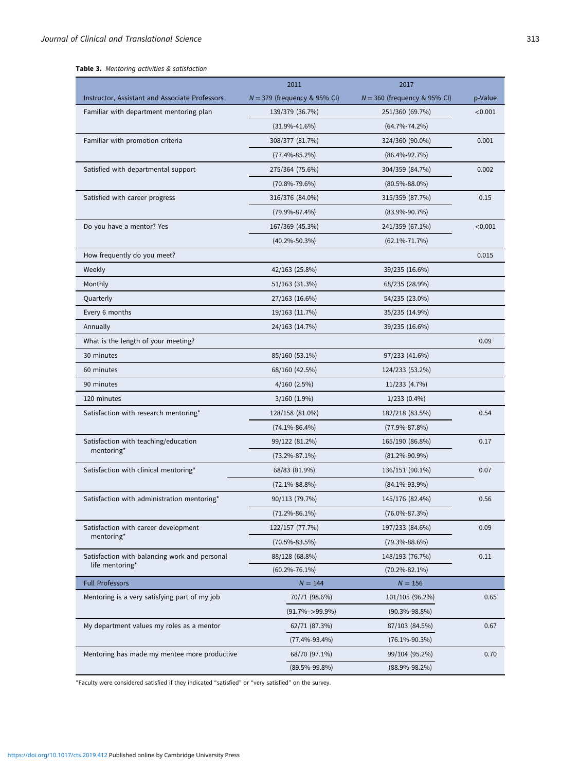**Table 3.** *Mentoring activities & satisfaction*

| Instructor, Assistant and Associate Professors | 2011<br>$N = 379$ (frequency & 95% CI) | 2017<br>$N = 360$ (frequency & 95% CI) | p-Value |
|---|---|---|---|
| Familiar with department mentoring plan | 139/379 (36.7%) | 251/360 (69.7%) | <0.001 |
| | (31.9%-41.6%) | (64.7%-74.2%) | |
| Familiar with promotion criteria | 308/377 (81.7%) | 324/360 (90.0%) | 0.001 |
| | (77.4%-85.2%) | (86.4%-92.7%) | |
| Satisfied with departmental support | 275/364 (75.6%) | 304/359 (84.7%) | 0.002 |
| | (70.8%-79.6%) | (80.5%-88.0%) | |
| Satisfied with career progress | 316/376 (84.0%) | 315/359 (87.7%) | 0.15 |
| | (79.9%-87.4%) | (83.9%-90.7%) | |
| Do you have a mentor? Yes | 167/369 (45.3%) | 241/359 (67.1%) | <0.001 |
| | (40.2%-50.3%) | (62.1%-71.7%) | |
| How frequently do you meet? | | | 0.015 |
| Weekly | 42/163 (25.8%) | 39/235 (16.6%) | |
| Monthly | 51/163 (31.3%) | 68/235 (28.9%) | |
| Quarterly | 27/163 (16.6%) | 54/235 (23.0%) | |
| Every 6 months | 19/163 (11.7%) | 35/235 (14.9%) | |
| Annually | 24/163 (14.7%) | 39/235 (16.6%) | |
| What is the length of your meeting? | | | 0.09 |
| 30 minutes | 85/160 (53.1%) | 97/233 (41.6%) | |
| 60 minutes | 68/160 (42.5%) | 124/233 (53.2%) | |
| 90 minutes | 4/160 (2.5%) | 11/233 (4.7%) | |
| 120 minutes | 3/160 (1.9%) | 1/233 (0.4%) | |
| Satisfaction with research mentoring* | 128/158 (81.0%) | 182/218 (83.5%) | 0.54 |
| | (74.1%-86.4%) | (77.9%-87.8%) | |
| Satisfaction with teaching/education mentoring* | 99/122 (81.2%) | 165/190 (86.8%) | 0.17 |
| | (73.2%-87.1%) | (81.2%-90.9%) | |
| Satisfaction with clinical mentoring* | 68/83 (81.9%) | 136/151 (90.1%) | 0.07 |
| | (72.1%-88.8%) | (84.1%-93.9%) | |
| Satisfaction with administration mentoring* | 90/113 (79.7%) | 145/176 (82.4%) | 0.56 |
| | (71.2%-86.1%) | (76.0%-87.3%) | |
| Satisfaction with career development mentoring* | 122/157 (77.7%) | 197/233 (84.6%) | 0.09 |
| | (70.5%-83.5%) | (79.3%-88.6%) | |
| Satisfaction with balancing work and personal life mentoring* | 88/128 (68.8%) | 148/193 (76.7%) | 0.11 |
| | (60.2%-76.1%) | (70.2%-82.1%) | |
| **Full Professors** | $N = 144$ | $N = 156$ | |
| Mentoring is a very satisfying part of my job | 70/71 (98.6%) | 101/105 (96.2%) | 0.65 |
| | (91.7%->99.9%) | (90.3%-98.8%) | |
| My department values my roles as a mentor | 62/71 (87.3%) | 87/103 (84.5%) | 0.67 |
| | (77.4%-93.4%) | (76.1%-90.3%) | |
| Mentoring has made my mentee more productive | 68/70 (97.1%) | 99/104 (95.2%) | 0.70 |
| | (89.5%-99.8%) | (88.9%-98.2%) | |

*Faculty were considered satisfied if they indicated "satisfied" or "very satisfied" on the survey.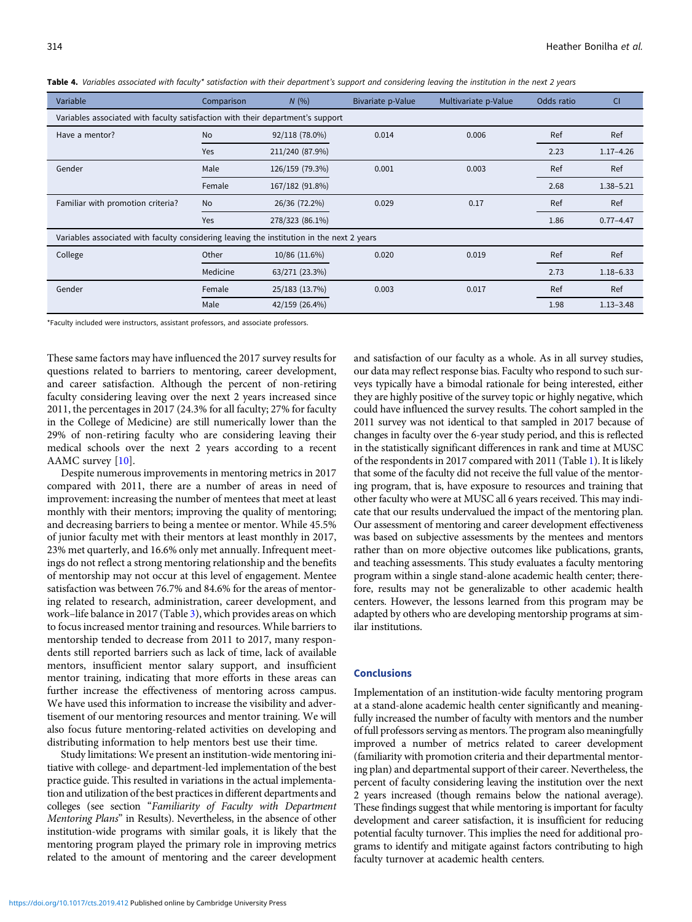**Table 4.** *Variables associated with faculty\* satisfaction with their department's support and considering leaving the institution in the next 2 years*

| Variable | Comparison | N (%) | Bivariate p-Value | Multivariate p-Value | Odds ratio | CI |
|---|---|---|---|---|---|---|
| Variables associated with faculty satisfaction with their department's support | | | | | | |
| Have a mentor? | No | 92/118 (78.0%) | 0.014 | 0.006 | Ref | Ref |
| | Yes | 211/240 (87.9%) | | | 2.23 | 1.17–4.26 |
| Gender | Male | 126/159 (79.3%) | 0.001 | 0.003 | Ref | Ref |
| | Female | 167/182 (91.8%) | | | 2.68 | 1.38–5.21 |
| Familiar with promotion criteria? | No | 26/36 (72.2%) | 0.029 | 0.17 | Ref | Ref |
| | Yes | 278/323 (86.1%) | | | 1.86 | 0.77–4.47 |
| Variables associated with faculty considering leaving the institution in the next 2 years | | | | | | |
| College | Other | 10/86 (11.6%) | 0.020 | 0.019 | Ref | Ref |
| | Medicine | 63/271 (23.3%) | | | 2.73 | 1.18–6.33 |
| Gender | Female | 25/183 (13.7%) | 0.003 | 0.017 | Ref | Ref |
| | Male | 42/159 (26.4%) | | | 1.98 | 1.13–3.48 |

\*Faculty included were instructors, assistant professors, and associate professors.

These same factors may have influenced the 2017 survey results for questions related to barriers to mentoring, career development, and career satisfaction. Although the percent of non-retiring faculty considering leaving over the next 2 years increased since 2011, the percentages in 2017 (24.3% for all faculty; 27% for faculty in the College of Medicine) are still numerically lower than the 29% of non-retiring faculty who are considering leaving their medical schools over the next 2 years according to a recent AAMC survey [10].

Despite numerous improvements in mentoring metrics in 2017 compared with 2011, there are a number of areas in need of improvement: increasing the number of mentees that meet at least monthly with their mentors; improving the quality of mentoring; and decreasing barriers to being a mentee or mentor. While 45.5% of junior faculty met with their mentors at least monthly in 2017, 23% met quarterly, and 16.6% only met annually. Infrequent meetings do not reflect a strong mentoring relationship and the benefits of mentorship may not occur at this level of engagement. Mentee satisfaction was between 76.7% and 84.6% for the areas of mentoring related to research, administration, career development, and work–life balance in 2017 (Table 3), which provides areas on which to focus increased mentor training and resources. While barriers to mentorship tended to decrease from 2011 to 2017, many respondents still reported barriers such as lack of time, lack of available mentors, insufficient mentor salary support, and insufficient mentor training, indicating that more efforts in these areas can further increase the effectiveness of mentoring across campus. We have used this information to increase the visibility and advertisement of our mentoring resources and mentor training. We will also focus future mentoring-related activities on developing and distributing information to help mentors best use their time.

Study limitations: We present an institution-wide mentoring initiative with college- and department-led implementation of the best practice guide. This resulted in variations in the actual implementation and utilization of the best practices in different departments and colleges (see section "*Familiarity of Faculty with Department Mentoring Plans*" in Results). Nevertheless, in the absence of other institution-wide programs with similar goals, it is likely that the mentoring program played the primary role in improving metrics related to the amount of mentoring and the career development and satisfaction of our faculty as a whole. As in all survey studies, our data may reflect response bias. Faculty who respond to such surveys typically have a bimodal rationale for being interested, either they are highly positive of the survey topic or highly negative, which could have influenced the survey results. The cohort sampled in the 2011 survey was not identical to that sampled in 2017 because of changes in faculty over the 6-year study period, and this is reflected in the statistically significant differences in rank and time at MUSC of the respondents in 2017 compared with 2011 (Table 1). It is likely that some of the faculty did not receive the full value of the mentoring program, that is, have exposure to resources and training that other faculty who were at MUSC all 6 years received. This may indicate that our results undervalued the impact of the mentoring plan. Our assessment of mentoring and career development effectiveness was based on subjective assessments by the mentees and mentors rather than on more objective outcomes like publications, grants, and teaching assessments. This study evaluates a faculty mentoring program within a single stand-alone academic health center; therefore, results may not be generalizable to other academic health centers. However, the lessons learned from this program may be adapted by others who are developing mentorship programs at similar institutions.

## Conclusions

Implementation of an institution-wide faculty mentoring program at a stand-alone academic health center significantly and meaningfully increased the number of faculty with mentors and the number of full professors serving as mentors. The program also meaningfully improved a number of metrics related to career development (familiarity with promotion criteria and their departmental mentoring plan) and departmental support of their career. Nevertheless, the percent of faculty considering leaving the institution over the next 2 years increased (though remains below the national average). These findings suggest that while mentoring is important for faculty development and career satisfaction, it is insufficient for reducing potential faculty turnover. This implies the need for additional programs to identify and mitigate against factors contributing to high faculty turnover at academic health centers.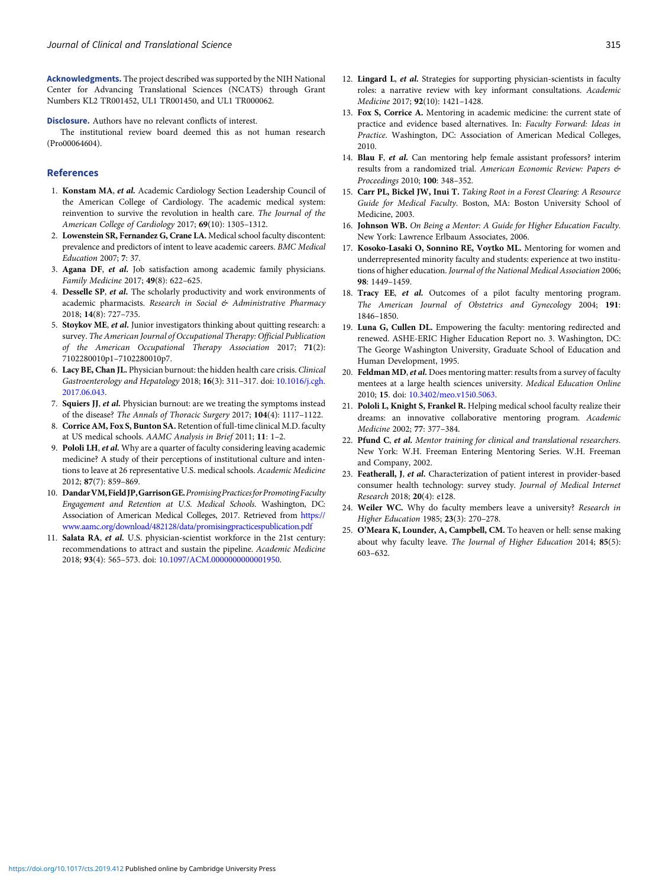**Acknowledgments.** The project described was supported by the NIH National Center for Advancing Translational Sciences (NCATS) through Grant Numbers KL2 TR001452, UL1 TR001450, and UL1 TR000062.

**Disclosure.** Authors have no relevant conflicts of interest.

The institutional review board deemed this as not human research (Pro00064604).

## References

1. **Konstam MA**, *et al.* Academic Cardiology Section Leadership Council of the American College of Cardiology. The academic medical system: reinvention to survive the revolution in health care. *The Journal of the American College of Cardiology* 2017; **69**(10): 1305–1312.
2. **Lowenstein SR, Fernandez G, Crane LA.** Medical school faculty discontent: prevalence and predictors of intent to leave academic careers. *BMC Medical Education* 2007; **7**: 37.
3. **Agana DF**, *et al.* Job satisfaction among academic family physicians. *Family Medicine* 2017; **49**(8): 622–625.
4. **Desselle SP**, *et al.* The scholarly productivity and work environments of academic pharmacists. *Research in Social & Administrative Pharmacy* 2018; **14**(8): 727–735.
5. **Stoykov ME**, *et al.* Junior investigators thinking about quitting research: a survey. *The American Journal of Occupational Therapy: Official Publication of the American Occupational Therapy Association* 2017; **71**(2): 7102280010p1–7102280010p7.
6. **Lacy BE, Chan JL.** Physician burnout: the hidden health care crisis. *Clinical Gastroenterology and Hepatology* 2018; **16**(3): 311–317. doi: 10.1016/j.cgh.2017.06.043.
7. **Squiers JJ**, *et al.* Physician burnout: are we treating the symptoms instead of the disease? *The Annals of Thoracic Surgery* 2017; **104**(4): 1117–1122.
8. **Corrice AM, Fox S, Bunton SA.** Retention of full-time clinical M.D. faculty at US medical schools. *AAMC Analysis in Brief* 2011; **11**: 1–2.
9. **Pololi LH**, *et al.* Why are a quarter of faculty considering leaving academic medicine? A study of their perceptions of institutional culture and intentions to leave at 26 representative U.S. medical schools. *Academic Medicine* 2012; **87**(7): 859–869.
10. **Dandar VM, Field JP, Garrison GE.** *Promising Practices for Promoting Faculty Engagement and Retention at U.S. Medical Schools.* Washington, DC: Association of American Medical Colleges, 2017. Retrieved from https://www.aamc.org/download/482128/data/promisingpracticespublication.pdf
11. **Salata RA**, *et al.* U.S. physician-scientist workforce in the 21st century: recommendations to attract and sustain the pipeline. *Academic Medicine* 2018; **93**(4): 565–573. doi: 10.1097/ACM.0000000000001950.
12. **Lingard L**, *et al.* Strategies for supporting physician-scientists in faculty roles: a narrative review with key informant consultations. *Academic Medicine* 2017; **92**(10): 1421–1428.
13. **Fox S, Corrice A.** Mentoring in academic medicine: the current state of practice and evidence based alternatives. In: *Faculty Forward: Ideas in Practice*. Washington, DC: Association of American Medical Colleges, 2010.
14. **Blau F**, *et al.* Can mentoring help female assistant professors? interim results from a randomized trial. *American Economic Review: Papers & Proceedings* 2010; **100**: 348–352.
15. **Carr PL, Bickel JW, Inui T.** *Taking Root in a Forest Clearing: A Resource Guide for Medical Faculty*. Boston, MA: Boston University School of Medicine, 2003.
16. **Johnson WB.** *On Being a Mentor: A Guide for Higher Education Faculty*. New York: Lawrence Erlbaum Associates, 2006.
17. **Kosoko-Lasaki O, Sonnino RE, Voytko ML.** Mentoring for women and underrepresented minority faculty and students: experience at two institutions of higher education. *Journal of the National Medical Association* 2006; **98**: 1449–1459.
18. **Tracy EE**, *et al.* Outcomes of a pilot faculty mentoring program. *The American Journal of Obstetrics and Gynecology* 2004; **191**: 1846–1850.
19. **Luna G, Cullen DL.** Empowering the faculty: mentoring redirected and renewed. ASHE-ERIC Higher Education Report no. 3. Washington, DC: The George Washington University, Graduate School of Education and Human Development, 1995.
20. **Feldman MD**, *et al.* Does mentoring matter: results from a survey of faculty mentees at a large health sciences university. *Medical Education Online* 2010; **15**. doi: 10.3402/meo.v15i0.5063.
21. **Pololi L, Knight S, Frankel R.** Helping medical school faculty realize their dreams: an innovative collaborative mentoring program. *Academic Medicine* 2002; **77**: 377–384.
22. **Pfund C**, *et al.* *Mentor training for clinical and translational researchers*. New York: W.H. Freeman Entering Mentoring Series. W.H. Freeman and Company, 2002.
23. **Featherall, J**, *et al.* Characterization of patient interest in provider-based consumer health technology: survey study. *Journal of Medical Internet Research* 2018; **20**(4): e128.
24. **Weiler WC.** Why do faculty members leave a university? *Research in Higher Education* 1985; **23**(3): 270–278.
25. **O'Meara K, Lounder, A, Campbell, CM.** To heaven or hell: sense making about why faculty leave. *The Journal of Higher Education* 2014; **85**(5): 603–632.